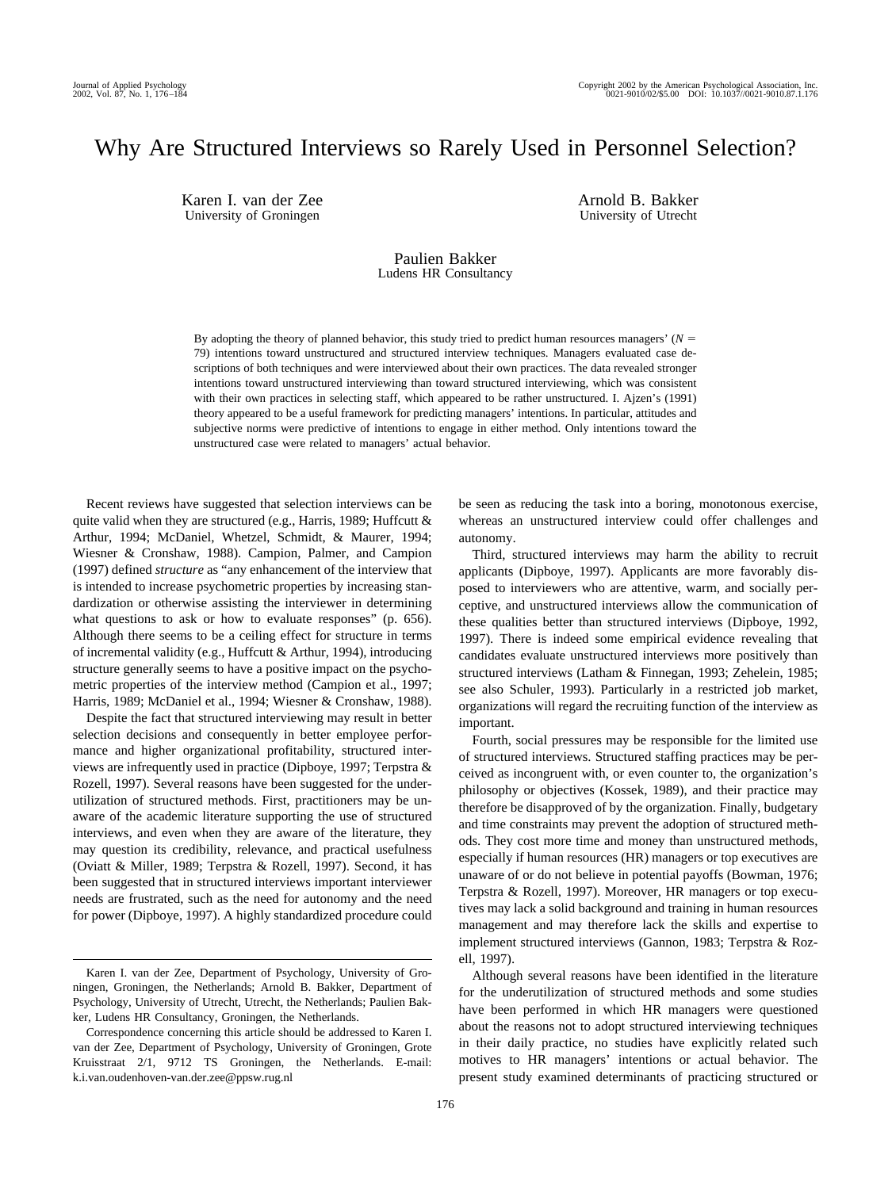# Why Are Structured Interviews so Rarely Used in Personnel Selection?

Karen I. van der Zee
University of Groningen

Arnold B. Bakker
University of Utrecht

Paulien Bakker
Ludens HR Consultancy

By adopting the theory of planned behavior, this study tried to predict human resources managers' ($N = 79$) intentions toward unstructured and structured interview techniques. Managers evaluated case descriptions of both techniques and were interviewed about their own practices. The data revealed stronger intentions toward unstructured interviewing than toward structured interviewing, which was consistent with their own practices in selecting staff, which appeared to be rather unstructured. I. Ajzen's (1991) theory appeared to be a useful framework for predicting managers' intentions. In particular, attitudes and subjective norms were predictive of intentions to engage in either method. Only intentions toward the unstructured case were related to managers' actual behavior.

Recent reviews have suggested that selection interviews can be quite valid when they are structured (e.g., Harris, 1989; Huffcutt & Arthur, 1994; McDaniel, Whetzel, Schmidt, & Maurer, 1994; Wiesner & Cronshaw, 1988). Campion, Palmer, and Campion (1997) defined *structure* as "any enhancement of the interview that is intended to increase psychometric properties by increasing standardization or otherwise assisting the interviewer in determining what questions to ask or how to evaluate responses" (p. 656). Although there seems to be a ceiling effect for structure in terms of incremental validity (e.g., Huffcutt & Arthur, 1994), introducing structure generally seems to have a positive impact on the psychometric properties of the interview method (Campion et al., 1997; Harris, 1989; McDaniel et al., 1994; Wiesner & Cronshaw, 1988).

Despite the fact that structured interviewing may result in better selection decisions and consequently in better employee performance and higher organizational profitability, structured interviews are infrequently used in practice (Dipboye, 1997; Terpstra & Rozell, 1997). Several reasons have been suggested for the underutilization of structured methods. First, practitioners may be unaware of the academic literature supporting the use of structured interviews, and even when they are aware of the literature, they may question its credibility, relevance, and practical usefulness (Oviatt & Miller, 1989; Terpstra & Rozell, 1997). Second, it has been suggested that in structured interviews important interviewer needs are frustrated, such as the need for autonomy and the need for power (Dipboye, 1997). A highly standardized procedure could be seen as reducing the task into a boring, monotonous exercise, whereas an unstructured interview could offer challenges and autonomy.

Third, structured interviews may harm the ability to recruit applicants (Dipboye, 1997). Applicants are more favorably disposed to interviewers who are attentive, warm, and socially perceptive, and unstructured interviews allow the communication of these qualities better than structured interviews (Dipboye, 1992, 1997). There is indeed some empirical evidence revealing that candidates evaluate unstructured interviews more positively than structured interviews (Latham & Finnegan, 1993; Zehelein, 1985; see also Schuler, 1993). Particularly in a restricted job market, organizations will regard the recruiting function of the interview as important.

Fourth, social pressures may be responsible for the limited use of structured interviews. Structured staffing practices may be perceived as incongruent with, or even counter to, the organization's philosophy or objectives (Kossek, 1989), and their practice may therefore be disapproved of by the organization. Finally, budgetary and time constraints may prevent the adoption of structured methods. They cost more time and money than unstructured methods, especially if human resources (HR) managers or top executives are unaware of or do not believe in potential payoffs (Bowman, 1976; Terpstra & Rozell, 1997). Moreover, HR managers or top executives may lack a solid background and training in human resources management and may therefore lack the skills and expertise to implement structured interviews (Gannon, 1983; Terpstra & Rozell, 1997).

Although several reasons have been identified in the literature for the underutilization of structured methods and some studies have been performed in which HR managers were questioned about the reasons not to adopt structured interviewing techniques in their daily practice, no studies have explicitly related such motives to HR managers' intentions or actual behavior. The present study examined determinants of practicing structured or

---

Karen I. van der Zee, Department of Psychology, University of Groningen, Groningen, the Netherlands; Arnold B. Bakker, Department of Psychology, University of Utrecht, Utrecht, the Netherlands; Paulien Bakker, Ludens HR Consultancy, Groningen, the Netherlands.

Correspondence concerning this article should be addressed to Karen I. van der Zee, Department of Psychology, University of Groningen, Grote Kruisstraat 2/1, 9712 TS Groningen, the Netherlands. E-mail: k.i.van.oudenhoven-van.der.zee@ppsw.rug.nl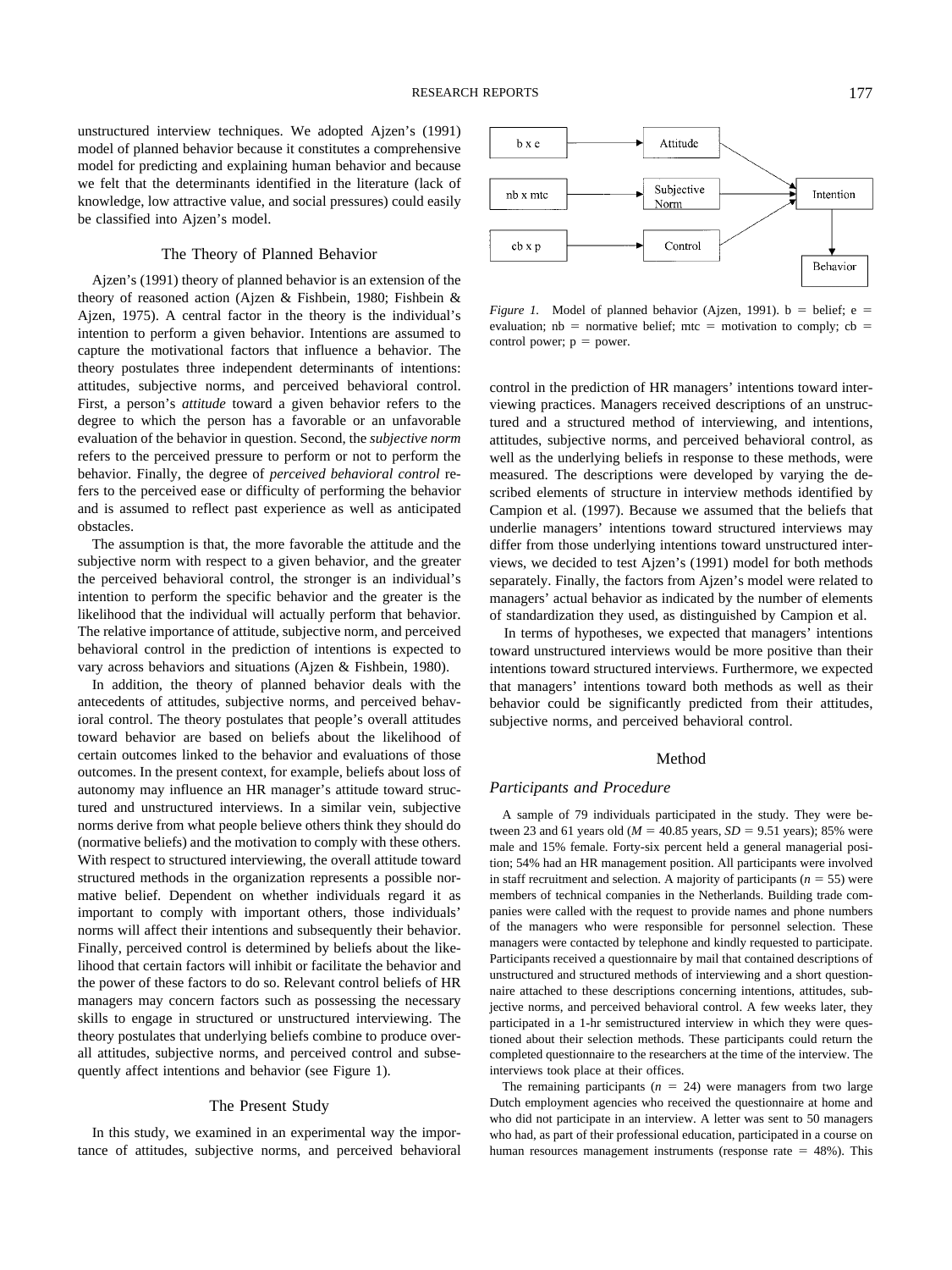unstructured interview techniques. We adopted Ajzen's (1991) model of planned behavior because it constitutes a comprehensive model for predicting and explaining human behavior and because we felt that the determinants identified in the literature (lack of knowledge, low attractive value, and social pressures) could easily be classified into Ajzen's model.

## The Theory of Planned Behavior

Ajzen's (1991) theory of planned behavior is an extension of the theory of reasoned action (Ajzen & Fishbein, 1980; Fishbein & Ajzen, 1975). A central factor in the theory is the individual's intention to perform a given behavior. Intentions are assumed to capture the motivational factors that influence a behavior. The theory postulates three independent determinants of intentions: attitudes, subjective norms, and perceived behavioral control. First, a person's *attitude* toward a given behavior refers to the degree to which the person has a favorable or an unfavorable evaluation of the behavior in question. Second, the *subjective norm* refers to the perceived pressure to perform or not to perform the behavior. Finally, the degree of *perceived behavioral control* refers to the perceived ease or difficulty of performing the behavior and is assumed to reflect past experience as well as anticipated obstacles.

The assumption is that, the more favorable the attitude and the subjective norm with respect to a given behavior, and the greater the perceived behavioral control, the stronger is an individual's intention to perform the specific behavior and the greater is the likelihood that the individual will actually perform that behavior. The relative importance of attitude, subjective norm, and perceived behavioral control in the prediction of intentions is expected to vary across behaviors and situations (Ajzen & Fishbein, 1980).

In addition, the theory of planned behavior deals with the antecedents of attitudes, subjective norms, and perceived behavioral control. The theory postulates that people's overall attitudes toward behavior are based on beliefs about the likelihood of certain outcomes linked to the behavior and evaluations of those outcomes. In the present context, for example, beliefs about loss of autonomy may influence an HR manager's attitude toward structured and unstructured interviews. In a similar vein, subjective norms derive from what people believe others think they should do (normative beliefs) and the motivation to comply with these others. With respect to structured interviewing, the overall attitude toward structured methods in the organization represents a possible normative belief. Dependent on whether individuals regard it as important to comply with important others, those individuals' norms will affect their intentions and subsequently their behavior. Finally, perceived control is determined by beliefs about the likelihood that certain factors will inhibit or facilitate the behavior and the power of these factors to do so. Relevant control beliefs of HR managers may concern factors such as possessing the necessary skills to engage in structured or unstructured interviewing. The theory postulates that underlying beliefs combine to produce overall attitudes, subjective norms, and perceived control and subsequently affect intentions and behavior (see Figure 1).

b x e
Attitude
nb x mtc
Subjective Norm
cb x p
Control
Intention
Behavior

*Figure 1.* Model of planned behavior (Ajzen, 1991). b = belief; e = evaluation; nb = normative belief; mtc = motivation to comply; cb = control power; p = power.

## The Present Study

In this study, we examined in an experimental way the importance of attitudes, subjective norms, and perceived behavioral control in the prediction of HR managers' intentions toward interviewing practices. Managers received descriptions of an unstructured and a structured method of interviewing, and intentions, attitudes, subjective norms, and perceived behavioral control, as well as the underlying beliefs in response to these methods, were measured. The descriptions were developed by varying the described elements of structure in interview methods identified by Campion et al. (1997). Because we assumed that the beliefs that underlie managers' intentions toward structured interviews may differ from those underlying intentions toward unstructured interviews, we decided to test Ajzen's (1991) model for both methods separately. Finally, the factors from Ajzen's model were related to managers' actual behavior as indicated by the number of elements of standardization they used, as distinguished by Campion et al.

In terms of hypotheses, we expected that managers' intentions toward unstructured interviews would be more positive than their intentions toward structured interviews. Furthermore, we expected that managers' intentions toward both methods as well as their behavior could be significantly predicted from their attitudes, subjective norms, and perceived behavioral control.

## Method

### *Participants and Procedure*

A sample of 79 individuals participated in the study. They were between 23 and 61 years old ($M = 40.85$ years, $SD = 9.51$ years); 85% were male and 15% female. Forty-six percent held a general managerial position; 54% had an HR management position. All participants were involved in staff recruitment and selection. A majority of participants ($n = 55$) were members of technical companies in the Netherlands. Building trade companies were called with the request to provide names and phone numbers of the managers who were responsible for personnel selection. These managers were contacted by telephone and kindly requested to participate. Participants received a questionnaire by mail that contained descriptions of unstructured and structured methods of interviewing and a short questionnaire attached to these descriptions concerning intentions, attitudes, subjective norms, and perceived behavioral control. A few weeks later, they participated in a 1-hr semistructured interview in which they were questioned about their selection methods. These participants could return the completed questionnaire to the researchers at the time of the interview. The interviews took place at their offices.

The remaining participants ($n = 24$) were managers from two large Dutch employment agencies who received the questionnaire at home and who did not participate in an interview. A letter was sent to 50 managers who had, as part of their professional education, participated in a course on human resources management instruments (response rate = 48%). This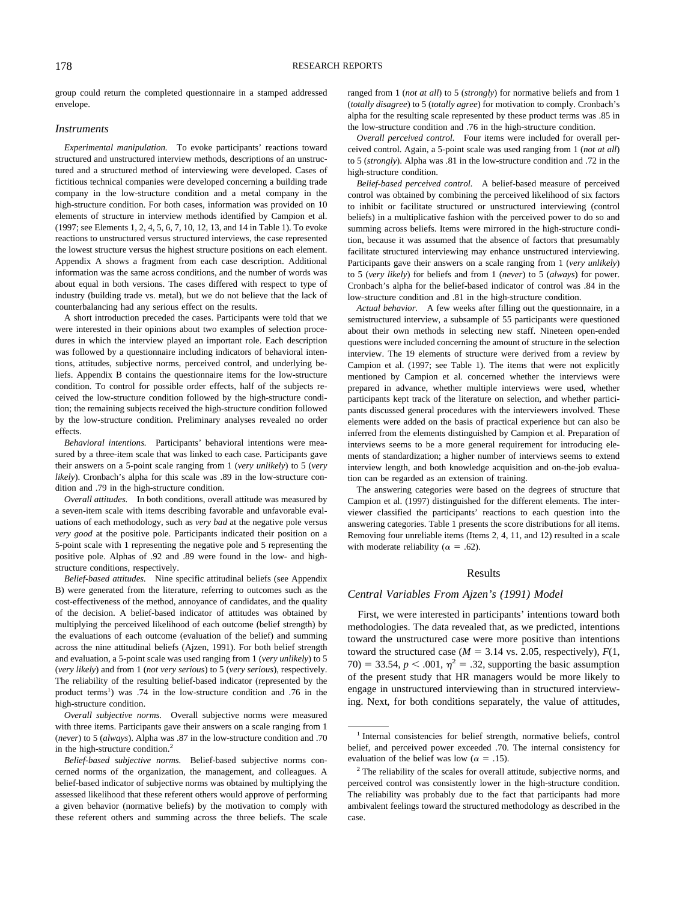group could return the completed questionnaire in a stamped addressed envelope.

## Instruments

*Experimental manipulation.* To evoke participants' reactions toward structured and unstructured interview methods, descriptions of an unstructured and a structured method of interviewing were developed. Cases of fictitious technical companies were developed concerning a building trade company in the low-structure condition and a metal company in the high-structure condition. For both cases, information was provided on 10 elements of structure in interview methods identified by Campion et al. (1997; see Elements 1, 2, 4, 5, 6, 7, 10, 12, 13, and 14 in Table 1). To evoke reactions to unstructured versus structured interviews, the case represented the lowest structure versus the highest structure positions on each element. Appendix A shows a fragment from each case description. Additional information was the same across conditions, and the number of words was about equal in both versions. The cases differed with respect to type of industry (building trade vs. metal), but we do not believe that the lack of counterbalancing had any serious effect on the results.

A short introduction preceded the cases. Participants were told that we were interested in their opinions about two examples of selection procedures in which the interview played an important role. Each description was followed by a questionnaire including indicators of behavioral intentions, attitudes, subjective norms, perceived control, and underlying beliefs. Appendix B contains the questionnaire items for the low-structure condition. To control for possible order effects, half of the subjects received the low-structure condition followed by the high-structure condition; the remaining subjects received the high-structure condition followed by the low-structure condition. Preliminary analyses revealed no order effects.

*Behavioral intentions.* Participants' behavioral intentions were measured by a three-item scale that was linked to each case. Participants gave their answers on a 5-point scale ranging from 1 (*very unlikely*) to 5 (*very likely*). Cronbach's alpha for this scale was .89 in the low-structure condition and .79 in the high-structure condition.

*Overall attitudes.* In both conditions, overall attitude was measured by a seven-item scale with items describing favorable and unfavorable evaluations of each methodology, such as *very bad* at the negative pole versus *very good* at the positive pole. Participants indicated their position on a 5-point scale with 1 representing the negative pole and 5 representing the positive pole. Alphas of .92 and .89 were found in the low- and high-structure conditions, respectively.

*Belief-based attitudes.* Nine specific attitudinal beliefs (see Appendix B) were generated from the literature, referring to outcomes such as the cost-effectiveness of the method, annoyance of candidates, and the quality of the decision. A belief-based indicator of attitudes was obtained by multiplying the perceived likelihood of each outcome (belief strength) by the evaluations of each outcome (evaluation of the belief) and summing across the nine attitudinal beliefs (Ajzen, 1991). For both belief strength and evaluation, a 5-point scale was used ranging from 1 (*very unlikely*) to 5 (*very likely*) and from 1 (*not very serious*) to 5 (*very serious*), respectively. The reliability of the resulting belief-based indicator (represented by the product terms[1]) was .74 in the low-structure condition and .76 in the high-structure condition.

*Overall subjective norms.* Overall subjective norms were measured with three items. Participants gave their answers on a scale ranging from 1 (*never*) to 5 (*always*). Alpha was .87 in the low-structure condition and .70 in the high-structure condition.[2]

*Belief-based subjective norms.* Belief-based subjective norms concerned norms of the organization, the management, and colleagues. A belief-based indicator of subjective norms was obtained by multiplying the assessed likelihood that these referent others would approve of performing a given behavior (normative beliefs) by the motivation to comply with these referent others and summing across the three beliefs. The scale ranged from 1 (*not at all*) to 5 (*strongly*) for normative beliefs and from 1 (*totally disagree*) to 5 (*totally agree*) for motivation to comply. Cronbach's alpha for the resulting scale represented by these product terms was .85 in the low-structure condition and .76 in the high-structure condition.

*Overall perceived control.* Four items were included for overall perceived control. Again, a 5-point scale was used ranging from 1 (*not at all*) to 5 (*strongly*). Alpha was .81 in the low-structure condition and .72 in the high-structure condition.

*Belief-based perceived control.* A belief-based measure of perceived control was obtained by combining the perceived likelihood of six factors to inhibit or facilitate structured or unstructured interviewing (control beliefs) in a multiplicative fashion with the perceived power to do so and summing across beliefs. Items were mirrored in the high-structure condition, because it was assumed that the absence of factors that presumably facilitate structured interviewing may enhance unstructured interviewing. Participants gave their answers on a scale ranging from 1 (*very unlikely*) to 5 (*very likely*) for beliefs and from 1 (*never*) to 5 (*always*) for power. Cronbach's alpha for the belief-based indicator of control was .84 in the low-structure condition and .81 in the high-structure condition.

*Actual behavior.* A few weeks after filling out the questionnaire, in a semistructured interview, a subsample of 55 participants were questioned about their own methods in selecting new staff. Nineteen open-ended questions were included concerning the amount of structure in the selection interview. The 19 elements of structure were derived from a review by Campion et al. (1997; see Table 1). The items that were not explicitly mentioned by Campion et al. concerned whether the interviews were prepared in advance, whether multiple interviews were used, whether participants kept track of the literature on selection, and whether participants discussed general procedures with the interviewers involved. These elements were added on the basis of practical experience but can also be inferred from the elements distinguished by Campion et al. Preparation of interviews seems to be a more general requirement for introducing elements of standardization; a higher number of interviews seems to extend interview length, and both knowledge acquisition and on-the-job evaluation can be regarded as an extension of training.

The answering categories were based on the degrees of structure that Campion et al. (1997) distinguished for the different elements. The interviewer classified the participants' reactions to each question into the answering categories. Table 1 presents the score distributions for all items. Removing four unreliable items (Items 2, 4, 11, and 12) resulted in a scale with moderate reliability ($\alpha = .62$).

# Results

## Central Variables From Ajzen's (1991) Model

First, we were interested in participants' intentions toward both methodologies. The data revealed that, as we predicted, intentions toward the unstructured case were more positive than intentions toward the structured case ($M = 3.14$ vs. 2.05, respectively), $F(1, 70) = 33.54$, $p < .001$, $\eta^2 = .32$, supporting the basic assumption of the present study that HR managers would be more likely to engage in unstructured interviewing than in structured interviewing. Next, for both conditions separately, the value of attitudes,

---

[1] Internal consistencies for belief strength, normative beliefs, control belief, and perceived power exceeded .70. The internal consistency for evaluation of the belief was low ($\alpha = .15$).

[2] The reliability of the scales for overall attitude, subjective norms, and perceived control was consistently lower in the high-structure condition. The reliability was probably due to the fact that participants had more ambivalent feelings toward the structured methodology as described in the case.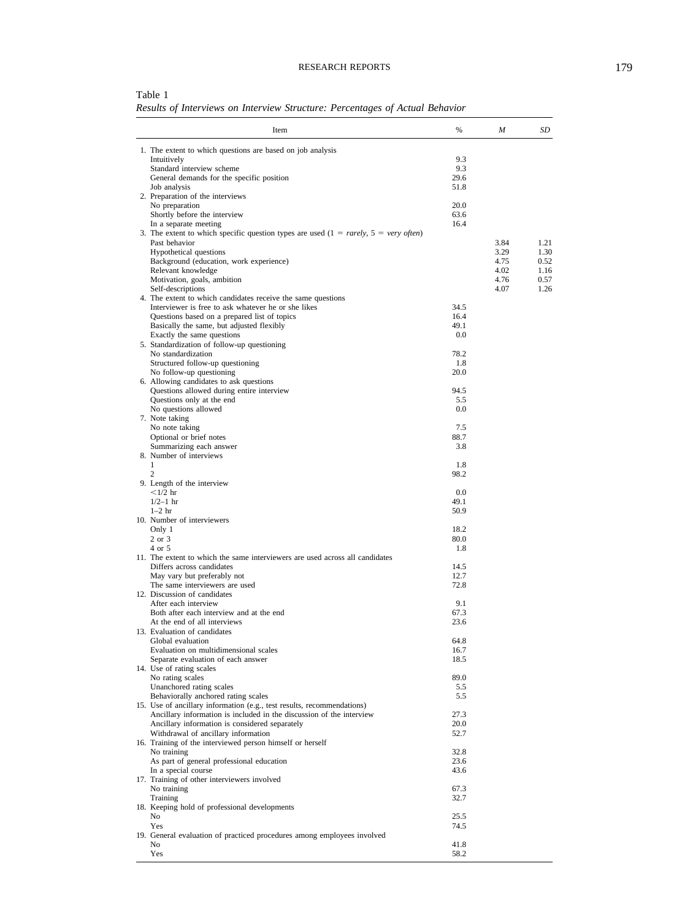Table 1

*Results of Interviews on Interview Structure: Percentages of Actual Behavior*

| Item | % | *M* | *SD* |
|---|---|---|---|
| 1. The extent to which questions are based on job analysis | | | |
| Intuitively | 9.3 | | |
| Standard interview scheme | 9.3 | | |
| General demands for the specific position | 29.6 | | |
| Job analysis | 51.8 | | |
| 2. Preparation of the interviews | | | |
| No preparation | 20.0 | | |
| Shortly before the interview | 63.6 | | |
| In a separate meeting | 16.4 | | |
| 3. The extent to which specific question types are used (1 = *rarely*, 5 = *very often*) | | | |
| Past behavior | | 3.84 | 1.21 |
| Hypothetical questions | | 3.29 | 1.30 |
| Background (education, work experience) | | 4.75 | 0.52 |
| Relevant knowledge | | 4.02 | 1.16 |
| Motivation, goals, ambition | | 4.76 | 0.57 |
| Self-descriptions | | 4.07 | 1.26 |
| 4. The extent to which candidates receive the same questions | | | |
| Interviewer is free to ask whatever he or she likes | 34.5 | | |
| Questions based on a prepared list of topics | 16.4 | | |
| Basically the same, but adjusted flexibly | 49.1 | | |
| Exactly the same questions | 0.0 | | |
| 5. Standardization of follow-up questioning | | | |
| No standardization | 78.2 | | |
| Structured follow-up questioning | 1.8 | | |
| No follow-up questioning | 20.0 | | |
| 6. Allowing candidates to ask questions | | | |
| Questions allowed during entire interview | 94.5 | | |
| Questions only at the end | 5.5 | | |
| No questions allowed | 0.0 | | |
| 7. Note taking | | | |
| No note taking | 7.5 | | |
| Optional or brief notes | 88.7 | | |
| Summarizing each answer | 3.8 | | |
| 8. Number of interviews | | | |
| 1 | 1.8 | | |
| 2 | 98.2 | | |
| 9. Length of the interview | | | |
| <1/2 hr | 0.0 | | |
| 1/2–1 hr | 49.1 | | |
| 1–2 hr | 50.9 | | |
| 10. Number of interviewers | | | |
| Only 1 | 18.2 | | |
| 2 or 3 | 80.0 | | |
| 4 or 5 | 1.8 | | |
| 11. The extent to which the same interviewers are used across all candidates | | | |
| Differs across candidates | 14.5 | | |
| May vary but preferably not | 12.7 | | |
| The same interviewers are used | 72.8 | | |
| 12. Discussion of candidates | | | |
| After each interview | 9.1 | | |
| Both after each interview and at the end | 67.3 | | |
| At the end of all interviews | 23.6 | | |
| 13. Evaluation of candidates | | | |
| Global evaluation | 64.8 | | |
| Evaluation on multidimensional scales | 16.7 | | |
| Separate evaluation of each answer | 18.5 | | |
| 14. Use of rating scales | | | |
| No rating scales | 89.0 | | |
| Unanchored rating scales | 5.5 | | |
| Behaviorally anchored rating scales | 5.5 | | |
| 15. Use of ancillary information (e.g., test results, recommendations) | | | |
| Ancillary information is included in the discussion of the interview | 27.3 | | |
| Ancillary information is considered separately | 20.0 | | |
| Withdrawal of ancillary information | 52.7 | | |
| 16. Training of the interviewed person himself or herself | | | |
| No training | 32.8 | | |
| As part of general professional education | 23.6 | | |
| In a special course | 43.6 | | |
| 17. Training of other interviewers involved | | | |
| No training | 67.3 | | |
| Training | 32.7 | | |
| 18. Keeping hold of professional developments | | | |
| No | 25.5 | | |
| Yes | 74.5 | | |
| 19. General evaluation of practiced procedures among employees involved | | | |
| No | 41.8 | | |
| Yes | 58.2 | | |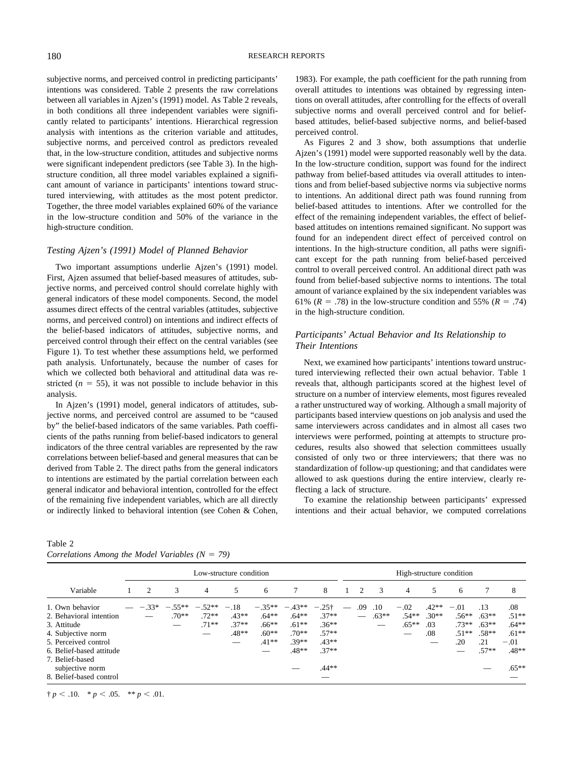subjective norms, and perceived control in predicting participants' intentions was considered. Table 2 presents the raw correlations between all variables in Ajzen's (1991) model. As Table 2 reveals, in both conditions all three independent variables were significantly related to participants' intentions. Hierarchical regression analysis with intentions as the criterion variable and attitudes, subjective norms, and perceived control as predictors revealed that, in the low-structure condition, attitudes and subjective norms were significant independent predictors (see Table 3). In the high-structure condition, all three model variables explained a significant amount of variance in participants' intentions toward structured interviewing, with attitudes as the most potent predictor. Together, the three model variables explained 60% of the variance in the low-structure condition and 50% of the variance in the high-structure condition.

### Testing Ajzen's (1991) Model of Planned Behavior

Two important assumptions underlie Ajzen's (1991) model. First, Ajzen assumed that belief-based measures of attitudes, subjective norms, and perceived control should correlate highly with general indicators of these model components. Second, the model assumes direct effects of the central variables (attitudes, subjective norms, and perceived control) on intentions and indirect effects of the belief-based indicators of attitudes, subjective norms, and perceived control through their effect on the central variables (see Figure 1). To test whether these assumptions held, we performed path analysis. Unfortunately, because the number of cases for which we collected both behavioral and attitudinal data was restricted ($n$ = 55), it was not possible to include behavior in this analysis.

In Ajzen's (1991) model, general indicators of attitudes, subjective norms, and perceived control are assumed to be "caused by" the belief-based indicators of the same variables. Path coefficients of the paths running from belief-based indicators to general indicators of the three central variables are represented by the raw correlations between belief-based and general measures that can be derived from Table 2. The direct paths from the general indicators to intentions are estimated by the partial correlation between each general indicator and behavioral intention, controlled for the effect of the remaining five independent variables, which are all directly or indirectly linked to behavioral intention (see Cohen & Cohen, 1983). For example, the path coefficient for the path running from overall attitudes to intentions was obtained by regressing intentions on overall attitudes, after controlling for the effects of overall subjective norms and overall perceived control and for belief-based attitudes, belief-based subjective norms, and belief-based perceived control.

As Figures 2 and 3 show, both assumptions that underlie Ajzen's (1991) model were supported reasonably well by the data. In the low-structure condition, support was found for the indirect pathway from belief-based attitudes via overall attitudes to intentions and from belief-based subjective norms via subjective norms to intentions. An additional direct path was found running from belief-based attitudes to intentions. After we controlled for the effect of the remaining independent variables, the effect of belief-based attitudes on intentions remained significant. No support was found for an independent direct effect of perceived control on intentions. In the high-structure condition, all paths were significant except for the path running from belief-based perceived control to overall perceived control. An additional direct path was found from belief-based subjective norms to intentions. The total amount of variance explained by the six independent variables was 61% ($R$ = .78) in the low-structure condition and 55% ($R$ = .74) in the high-structure condition.

### Participants' Actual Behavior and Its Relationship to Their Intentions

Next, we examined how participants' intentions toward unstructured interviewing reflected their own actual behavior. Table 1 reveals that, although participants scored at the highest level of structure on a number of interview elements, most figures revealed a rather unstructured way of working. Although a small majority of participants based interview questions on job analysis and used the same interviewers across candidates and in almost all cases two interviews were performed, pointing at attempts to structure procedures, results also showed that selection committees usually consisted of only two or three interviewers; that there was no standardization of follow-up questioning; and that candidates were allowed to ask questions during the entire interview, clearly reflecting a lack of structure.

To examine the relationship between participants' expressed intentions and their actual behavior, we computed correlations

Table 2
*Correlations Among the Model Variables (N = 79)*

| Variable | Low-structure condition | | | | | | | | High-structure condition | | | | | | | |
|---|---|---|---|---|---|---|---|---|---|---|---|---|---|---|---|---|
| | 1 | 2 | 3 | 4 | 5 | 6 | 7 | 8 | 1 | 2 | 3 | 4 | 5 | 6 | 7 | 8 |
| 1. Own behavior | — | −.33* | −.55** | −.52** | −.18 | −.35** | −.43** | −.25† | — | .09 | .10 | −.02 | .42** | −.01 | .13 | .08 |
| 2. Behavioral intention | | — | .70** | .72** | .43** | .64** | .64** | .37** | | — | .63** | .54** | .30** | .56** | .63** | .51** |
| 3. Attitude | | | — | .71** | .37** | .66** | .61** | .36** | | | — | .65** | .03 | .73** | .63** | .64** |
| 4. Subjective norm | | | | — | .48** | .60** | .70** | .57** | | | | — | .08 | .51** | .58** | .61** |
| 5. Perceived control | | | | | — | .41** | .39** | .43** | | | | | — | .20 | .21 | −.01 |
| 6. Belief-based attitude | | | | | | — | .48** | .37** | | | | | | — | .57** | .48** |
| 7. Belief-based subjective norm | | | | | | | — | .44** | | | | | | | — | .65** |
| 8. Belief-based control | | | | | | | | — | | | | | | | | — |

† $p < .10$. * $p < .05$. ** $p < .01$.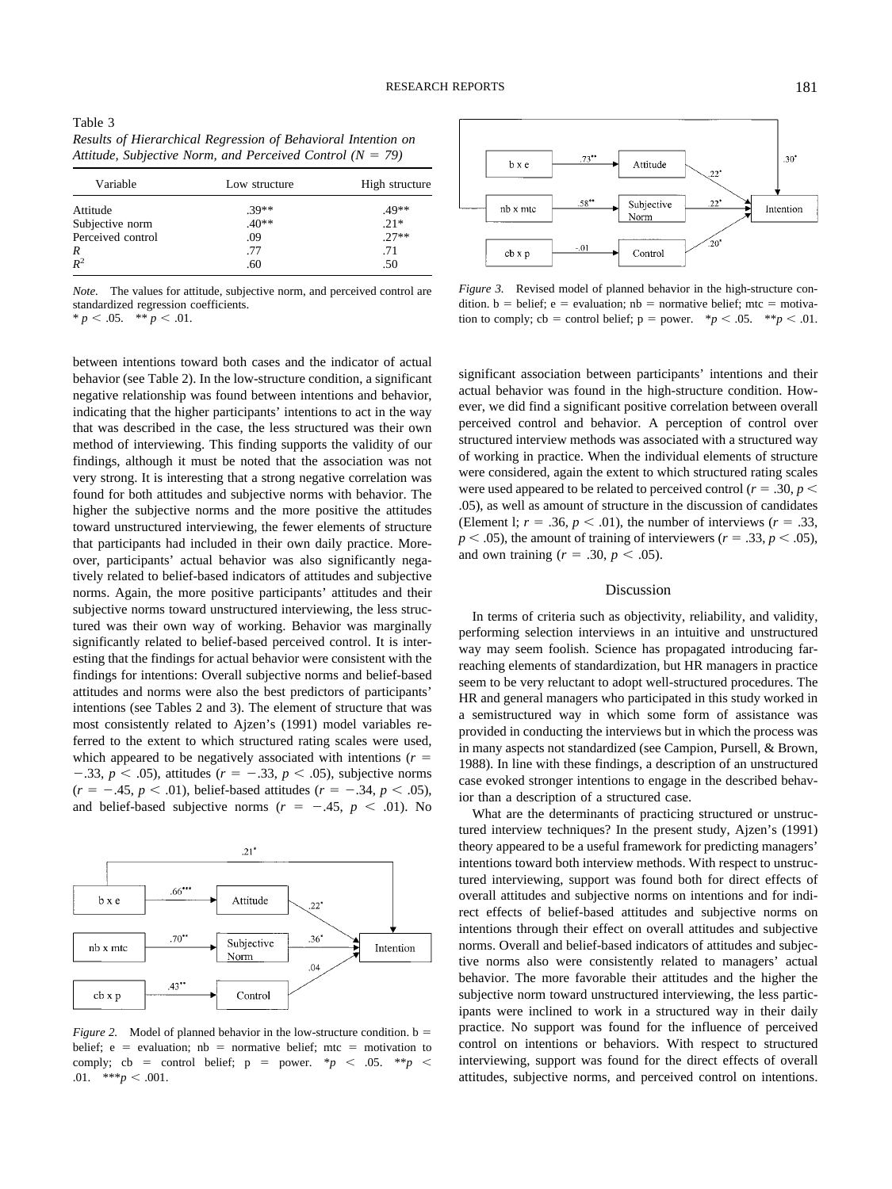Table 3
*Results of Hierarchical Regression of Behavioral Intention on Attitude, Subjective Norm, and Perceived Control (N = 79)*

| Variable | Low structure | High structure |
|---|---|---|
| Attitude | .39** | .49** |
| Subjective norm | .40** | .21* |
| Perceived control | .09 | .27** |
| $R$ | .77 | .71 |
| $R^2$ | .60 | .50 |

*Note.* The values for attitude, subjective norm, and perceived control are standardized regression coefficients.
\* $p < .05$. ** $p < .01$.

between intentions toward both cases and the indicator of actual behavior (see Table 2). In the low-structure condition, a significant negative relationship was found between intentions and behavior, indicating that the higher participants' intentions to act in the way that was described in the case, the less structured was their own method of interviewing. This finding supports the validity of our findings, although it must be noted that the association was not very strong. It is interesting that a strong negative correlation was found for both attitudes and subjective norms with behavior. The higher the subjective norms and the more positive the attitudes toward unstructured interviewing, the fewer elements of structure that participants had included in their own daily practice. Moreover, participants' actual behavior was also significantly negatively related to belief-based indicators of attitudes and subjective norms. Again, the more positive participants' attitudes and their subjective norms toward unstructured interviewing, the less structured was their own way of working. Behavior was marginally significantly related to belief-based perceived control. It is interesting that the findings for actual behavior were consistent with the findings for intentions: Overall subjective norms and belief-based attitudes and norms were also the best predictors of participants' intentions (see Tables 2 and 3). The element of structure that was most consistently related to Ajzen's (1991) model variables referred to the extent to which structured rating scales were used, which appeared to be negatively associated with intentions ($r = -.33$, $p < .05$), attitudes ($r = -.33$, $p < .05$), subjective norms ($r = -.45$, $p < .01$), belief-based attitudes ($r = -.34$, $p < .05$), and belief-based subjective norms ($r = -.45$, $p < .01$). No

*Figure 2.* Model of planned behavior in the low-structure condition. b = belief; e = evaluation; nb = normative belief; mtc = motivation to comply; cb = control belief; p = power. \*$p < .05$. \*\*$p < .01$. \*\*\*$p < .001$.

*Figure 3.* Revised model of planned behavior in the high-structure condition. b = belief; e = evaluation; nb = normative belief; mtc = motivation to comply; cb = control belief; p = power. \*$p < .05$. \*\*$p < .01$.

significant association between participants' intentions and their actual behavior was found in the high-structure condition. However, we did find a significant positive correlation between overall perceived control and behavior. A perception of control over structured interview methods was associated with a structured way of working in practice. When the individual elements of structure were considered, again the extent to which structured rating scales were used appeared to be related to perceived control ($r = .30$, $p < .05$), as well as amount of structure in the discussion of candidates (Element l; $r = .36$, $p < .01$), the number of interviews ($r = .33$, $p < .05$), the amount of training of interviewers ($r = .33$, $p < .05$), and own training ($r = .30$, $p < .05$).

## Discussion

In terms of criteria such as objectivity, reliability, and validity, performing selection interviews in an intuitive and unstructured way may seem foolish. Science has propagated introducing far-reaching elements of standardization, but HR managers in practice seem to be very reluctant to adopt well-structured procedures. The HR and general managers who participated in this study worked in a semistructured way in which some form of assistance was provided in conducting the interviews but in which the process was in many aspects not standardized (see Campion, Pursell, & Brown, 1988). In line with these findings, a description of an unstructured case evoked stronger intentions to engage in the described behavior than a description of a structured case.

What are the determinants of practicing structured or unstructured interview techniques? In the present study, Ajzen's (1991) theory appeared to be a useful framework for predicting managers' intentions toward both interview methods. With respect to unstructured interviewing, support was found both for direct effects of overall attitudes and subjective norms on intentions and for indirect effects of belief-based attitudes and subjective norms on intentions through their effect on overall attitudes and subjective norms. Overall and belief-based indicators of attitudes and subjective norms also were consistently related to managers' actual behavior. The more favorable their attitudes and the higher the subjective norm toward unstructured interviewing, the less participants were inclined to work in a structured way in their daily practice. No support was found for the influence of perceived control on intentions or behaviors. With respect to structured interviewing, support was found for the direct effects of overall attitudes, subjective norms, and perceived control on intentions.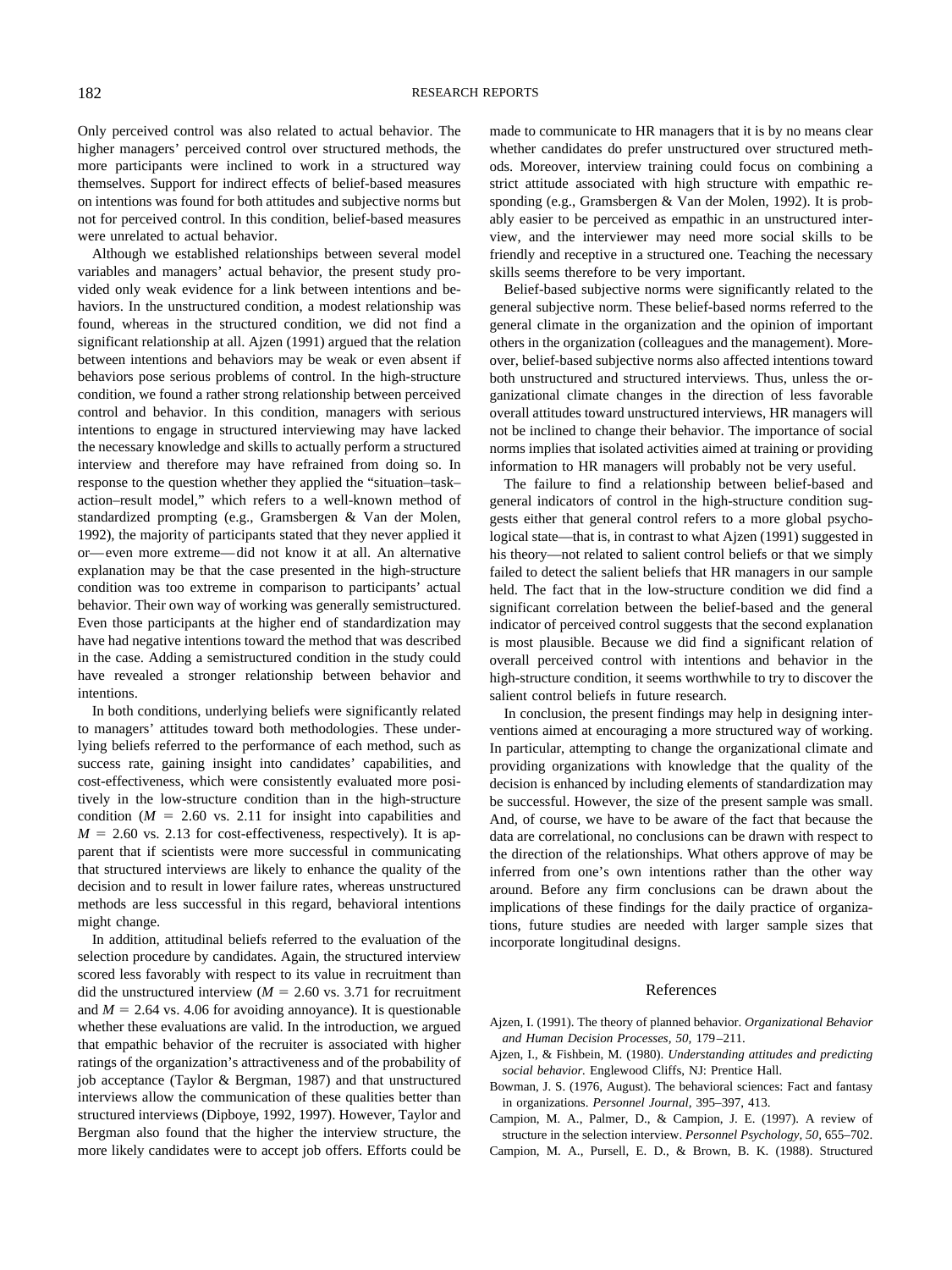Only perceived control was also related to actual behavior. The higher managers' perceived control over structured methods, the more participants were inclined to work in a structured way themselves. Support for indirect effects of belief-based measures on intentions was found for both attitudes and subjective norms but not for perceived control. In this condition, belief-based measures were unrelated to actual behavior.

Although we established relationships between several model variables and managers' actual behavior, the present study provided only weak evidence for a link between intentions and behaviors. In the unstructured condition, a modest relationship was found, whereas in the structured condition, we did not find a significant relationship at all. Ajzen (1991) argued that the relation between intentions and behaviors may be weak or even absent if behaviors pose serious problems of control. In the high-structure condition, we found a rather strong relationship between perceived control and behavior. In this condition, managers with serious intentions to engage in structured interviewing may have lacked the necessary knowledge and skills to actually perform a structured interview and therefore may have refrained from doing so. In response to the question whether they applied the "situation–task–action–result model," which refers to a well-known method of standardized prompting (e.g., Gramsbergen & Van der Molen, 1992), the majority of participants stated that they never applied it or—even more extreme—did not know it at all. An alternative explanation may be that the case presented in the high-structure condition was too extreme in comparison to participants' actual behavior. Their own way of working was generally semistructured. Even those participants at the higher end of standardization may have had negative intentions toward the method that was described in the case. Adding a semistructured condition in the study could have revealed a stronger relationship between behavior and intentions.

In both conditions, underlying beliefs were significantly related to managers' attitudes toward both methodologies. These underlying beliefs referred to the performance of each method, such as success rate, gaining insight into candidates' capabilities, and cost-effectiveness, which were consistently evaluated more positively in the low-structure condition than in the high-structure condition ($M$ = 2.60 vs. 2.11 for insight into capabilities and $M$ = 2.60 vs. 2.13 for cost-effectiveness, respectively). It is apparent that if scientists were more successful in communicating that structured interviews are likely to enhance the quality of the decision and to result in lower failure rates, whereas unstructured methods are less successful in this regard, behavioral intentions might change.

In addition, attitudinal beliefs referred to the evaluation of the selection procedure by candidates. Again, the structured interview scored less favorably with respect to its value in recruitment than did the unstructured interview ($M$ = 2.60 vs. 3.71 for recruitment and $M$ = 2.64 vs. 4.06 for avoiding annoyance). It is questionable whether these evaluations are valid. In the introduction, we argued that empathic behavior of the recruiter is associated with higher ratings of the organization's attractiveness and of the probability of job acceptance (Taylor & Bergman, 1987) and that unstructured interviews allow the communication of these qualities better than structured interviews (Dipboye, 1992, 1997). However, Taylor and Bergman also found that the higher the interview structure, the more likely candidates were to accept job offers. Efforts could be made to communicate to HR managers that it is by no means clear whether candidates do prefer unstructured over structured methods. Moreover, interview training could focus on combining a strict attitude associated with high structure with empathic responding (e.g., Gramsbergen & Van der Molen, 1992). It is probably easier to be perceived as empathic in an unstructured interview, and the interviewer may need more social skills to be friendly and receptive in a structured one. Teaching the necessary skills seems therefore to be very important.

Belief-based subjective norms were significantly related to the general subjective norm. These belief-based norms referred to the general climate in the organization and the opinion of important others in the organization (colleagues and the management). Moreover, belief-based subjective norms also affected intentions toward both unstructured and structured interviews. Thus, unless the organizational climate changes in the direction of less favorable overall attitudes toward unstructured interviews, HR managers will not be inclined to change their behavior. The importance of social norms implies that isolated activities aimed at training or providing information to HR managers will probably not be very useful.

The failure to find a relationship between belief-based and general indicators of control in the high-structure condition suggests either that general control refers to a more global psychological state—that is, in contrast to what Ajzen (1991) suggested in his theory—not related to salient control beliefs or that we simply failed to detect the salient beliefs that HR managers in our sample held. The fact that in the low-structure condition we did find a significant correlation between the belief-based and the general indicator of perceived control suggests that the second explanation is most plausible. Because we did find a significant relation of overall perceived control with intentions and behavior in the high-structure condition, it seems worthwhile to try to discover the salient control beliefs in future research.

In conclusion, the present findings may help in designing interventions aimed at encouraging a more structured way of working. In particular, attempting to change the organizational climate and providing organizations with knowledge that the quality of the decision is enhanced by including elements of standardization may be successful. However, the size of the present sample was small. And, of course, we have to be aware of the fact that because the data are correlational, no conclusions can be drawn with respect to the direction of the relationships. What others approve of may be inferred from one's own intentions rather than the other way around. Before any firm conclusions can be drawn about the implications of these findings for the daily practice of organizations, future studies are needed with larger sample sizes that incorporate longitudinal designs.

## References

Ajzen, I. (1991). The theory of planned behavior. *Organizational Behavior and Human Decision Processes, 50,* 179–211.

Ajzen, I., & Fishbein, M. (1980). *Understanding attitudes and predicting social behavior.* Englewood Cliffs, NJ: Prentice Hall.

Bowman, J. S. (1976, August). The behavioral sciences: Fact and fantasy in organizations. *Personnel Journal,* 395–397, 413.

Campion, M. A., Palmer, D., & Campion, J. E. (1997). A review of structure in the selection interview. *Personnel Psychology, 50,* 655–702.

Campion, M. A., Pursell, E. D., & Brown, B. K. (1988). Structured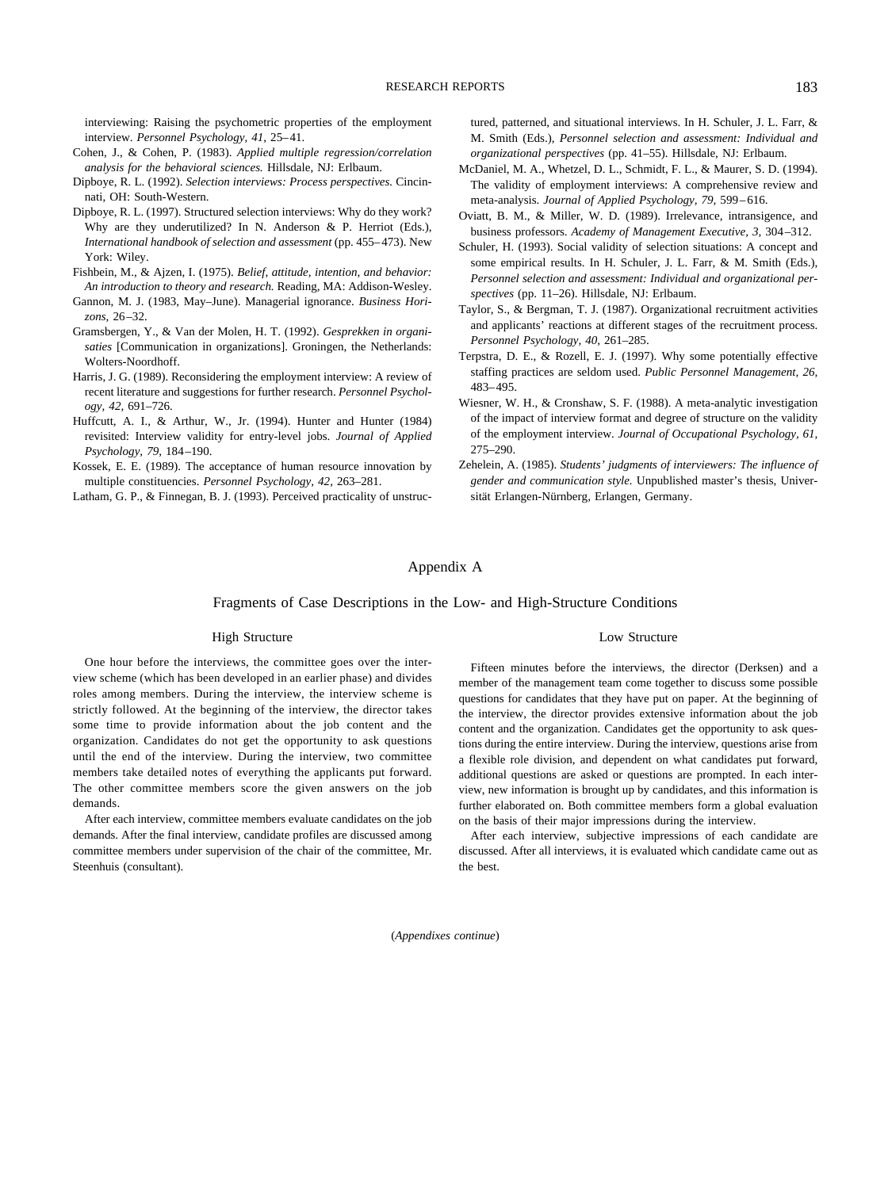interviewing: Raising the psychometric properties of the employment interview. *Personnel Psychology, 41,* 25–41.

Cohen, J., & Cohen, P. (1983). *Applied multiple regression/correlation analysis for the behavioral sciences.* Hillsdale, NJ: Erlbaum.

Dipboye, R. L. (1992). *Selection interviews: Process perspectives.* Cincinnati, OH: South-Western.

Dipboye, R. L. (1997). Structured selection interviews: Why do they work? Why are they underutilized? In N. Anderson & P. Herriot (Eds.), *International handbook of selection and assessment* (pp. 455–473). New York: Wiley.

Fishbein, M., & Ajzen, I. (1975). *Belief, attitude, intention, and behavior: An introduction to theory and research.* Reading, MA: Addison-Wesley.

Gannon, M. J. (1983, May–June). Managerial ignorance. *Business Horizons,* 26–32.

Gramsbergen, Y., & Van der Molen, H. T. (1992). *Gesprekken in organisaties* [Communication in organizations]. Groningen, the Netherlands: Wolters-Noordhoff.

Harris, J. G. (1989). Reconsidering the employment interview: A review of recent literature and suggestions for further research. *Personnel Psychology, 42,* 691–726.

Huffcutt, A. I., & Arthur, W., Jr. (1994). Hunter and Hunter (1984) revisited: Interview validity for entry-level jobs. *Journal of Applied Psychology, 79,* 184–190.

Kossek, E. E. (1989). The acceptance of human resource innovation by multiple constituencies. *Personnel Psychology, 42,* 263–281.

Latham, G. P., & Finnegan, B. J. (1993). Perceived practicality of unstructured, patterned, and situational interviews. In H. Schuler, J. L. Farr, & M. Smith (Eds.), *Personnel selection and assessment: Individual and organizational perspectives* (pp. 41–55). Hillsdale, NJ: Erlbaum.

McDaniel, M. A., Whetzel, D. L., Schmidt, F. L., & Maurer, S. D. (1994). The validity of employment interviews: A comprehensive review and meta-analysis. *Journal of Applied Psychology, 79,* 599–616.

Oviatt, B. M., & Miller, W. D. (1989). Irrelevance, intransigence, and business professors. *Academy of Management Executive, 3,* 304–312.

Schuler, H. (1993). Social validity of selection situations: A concept and some empirical results. In H. Schuler, J. L. Farr, & M. Smith (Eds.), *Personnel selection and assessment: Individual and organizational perspectives* (pp. 11–26). Hillsdale, NJ: Erlbaum.

Taylor, S., & Bergman, T. J. (1987). Organizational recruitment activities and applicants' reactions at different stages of the recruitment process. *Personnel Psychology, 40,* 261–285.

Terpstra, D. E., & Rozell, E. J. (1997). Why some potentially effective staffing practices are seldom used. *Public Personnel Management, 26,* 483–495.

Wiesner, W. H., & Cronshaw, S. F. (1988). A meta-analytic investigation of the impact of interview format and degree of structure on the validity of the employment interview. *Journal of Occupational Psychology, 61,* 275–290.

Zehelein, A. (1985). *Students' judgments of interviewers: The influence of gender and communication style.* Unpublished master's thesis, Universität Erlangen-Nürnberg, Erlangen, Germany.

# Appendix A

## Fragments of Case Descriptions in the Low- and High-Structure Conditions

### High Structure

One hour before the interviews, the committee goes over the interview scheme (which has been developed in an earlier phase) and divides roles among members. During the interview, the interview scheme is strictly followed. At the beginning of the interview, the director takes some time to provide information about the job content and the organization. Candidates do not get the opportunity to ask questions until the end of the interview. During the interview, two committee members take detailed notes of everything the applicants put forward. The other committee members score the given answers on the job demands.

After each interview, committee members evaluate candidates on the job demands. After the final interview, candidate profiles are discussed among committee members under supervision of the chair of the committee, Mr. Steenhuis (consultant).

### Low Structure

Fifteen minutes before the interviews, the director (Derksen) and a member of the management team come together to discuss some possible questions for candidates that they have put on paper. At the beginning of the interview, the director provides extensive information about the job content and the organization. Candidates get the opportunity to ask questions during the entire interview. During the interview, questions arise from a flexible role division, and dependent on what candidates put forward, additional questions are asked or questions are prompted. In each interview, new information is brought up by candidates, and this information is further elaborated on. Both committee members form a global evaluation on the basis of their major impressions during the interview.

After each interview, subjective impressions of each candidate are discussed. After all interviews, it is evaluated which candidate came out as the best.

(*Appendixes continue*)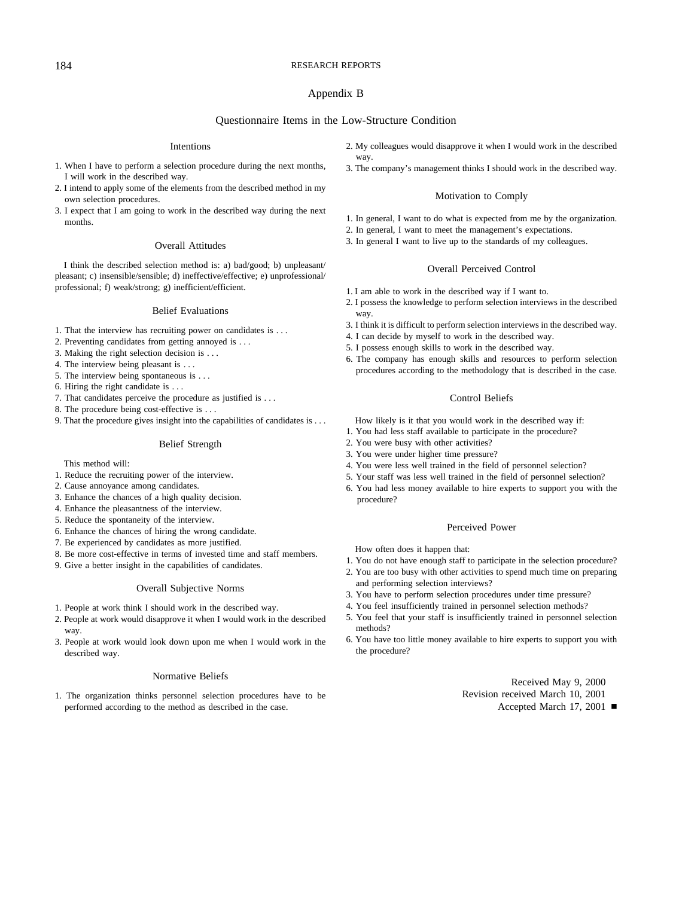## Appendix B

### Questionnaire Items in the Low-Structure Condition

#### Intentions

1. When I have to perform a selection procedure during the next months, I will work in the described way.
2. I intend to apply some of the elements from the described method in my own selection procedures.
3. I expect that I am going to work in the described way during the next months.

#### Overall Attitudes

I think the described selection method is: a) bad/good; b) unpleasant/pleasant; c) insensible/sensible; d) ineffective/effective; e) unprofessional/professional; f) weak/strong; g) inefficient/efficient.

#### Belief Evaluations

1. That the interview has recruiting power on candidates is . . .
2. Preventing candidates from getting annoyed is . . .
3. Making the right selection decision is . . .
4. The interview being pleasant is . . .
5. The interview being spontaneous is . . .
6. Hiring the right candidate is . . .
7. That candidates perceive the procedure as justified is . . .
8. The procedure being cost-effective is . . .
9. That the procedure gives insight into the capabilities of candidates is . . .

#### Belief Strength

This method will:

1. Reduce the recruiting power of the interview.
2. Cause annoyance among candidates.
3. Enhance the chances of a high quality decision.
4. Enhance the pleasantness of the interview.
5. Reduce the spontaneity of the interview.
6. Enhance the chances of hiring the wrong candidate.
7. Be experienced by candidates as more justified.
8. Be more cost-effective in terms of invested time and staff members.
9. Give a better insight in the capabilities of candidates.

#### Overall Subjective Norms

1. People at work think I should work in the described way.
2. People at work would disapprove it when I would work in the described way.
3. People at work would look down upon me when I would work in the described way.

#### Normative Beliefs

1. The organization thinks personnel selection procedures have to be performed according to the method as described in the case.
2. My colleagues would disapprove it when I would work in the described way.
3. The company's management thinks I should work in the described way.

#### Motivation to Comply

1. In general, I want to do what is expected from me by the organization.
2. In general, I want to meet the management's expectations.
3. In general I want to live up to the standards of my colleagues.

#### Overall Perceived Control

1. I am able to work in the described way if I want to.
2. I possess the knowledge to perform selection interviews in the described way.
3. I think it is difficult to perform selection interviews in the described way.
4. I can decide by myself to work in the described way.
5. I possess enough skills to work in the described way.
6. The company has enough skills and resources to perform selection procedures according to the methodology that is described in the case.

#### Control Beliefs

How likely is it that you would work in the described way if:

1. You had less staff available to participate in the procedure?
2. You were busy with other activities?
3. You were under higher time pressure?
4. You were less well trained in the field of personnel selection?
5. Your staff was less well trained in the field of personnel selection?
6. You had less money available to hire experts to support you with the procedure?

#### Perceived Power

How often does it happen that:

1. You do not have enough staff to participate in the selection procedure?
2. You are too busy with other activities to spend much time on preparing and performing selection interviews?
3. You have to perform selection procedures under time pressure?
4. You feel insufficiently trained in personnel selection methods?
5. You feel that your staff is insufficiently trained in personnel selection methods?
6. You have too little money available to hire experts to support you with the procedure?

Received May 9, 2000
Revision received March 10, 2001
Accepted March 17, 2001 ■